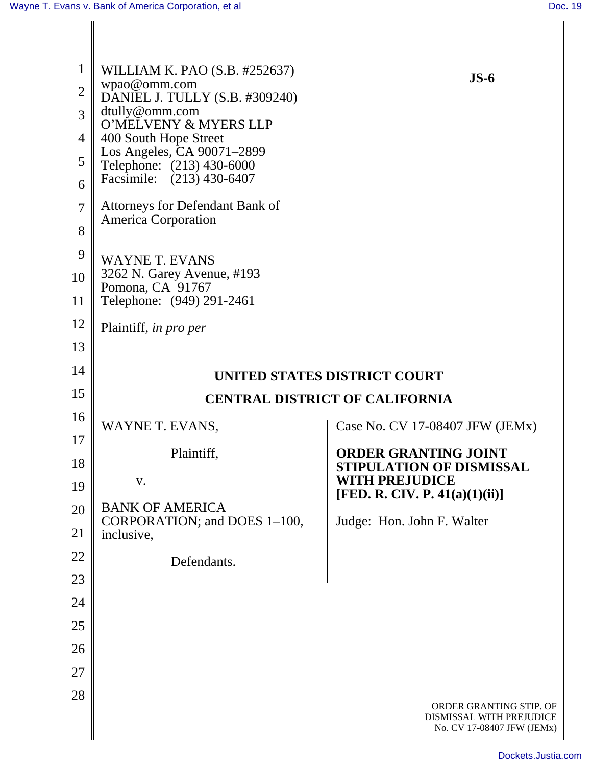WILLIAM K. PAO (S.B. #252637)
wpao@omm.com
DANIEL J. TULLY (S.B. #309240)
dtully@omm.com
O'MELVENY & MYERS LLP
400 South Hope Street
Los Angeles, CA 90071–2899
Telephone: (213) 430-6000
Facsimile: (213) 430-6407

**JS-6**

Attorneys for Defendant Bank of America Corporation

WAYNE T. EVANS
3262 N. Garey Avenue, #193
Pomona, CA 91767
Telephone: (949) 291-2461

Plaintiff, *in pro per*

**UNITED STATES DISTRICT COURT**

**CENTRAL DISTRICT OF CALIFORNIA**

WAYNE T. EVANS,

Plaintiff,

v.

BANK OF AMERICA CORPORATION; and DOES 1–100, inclusive,

Defendants.

Case No. CV 17-08407 JFW (JEMx)

**ORDER GRANTING JOINT STIPULATION OF DISMISSAL WITH PREJUDICE [FED. R. CIV. P. 41(a)(1)(ii)]**

Judge: Hon. John F. Walter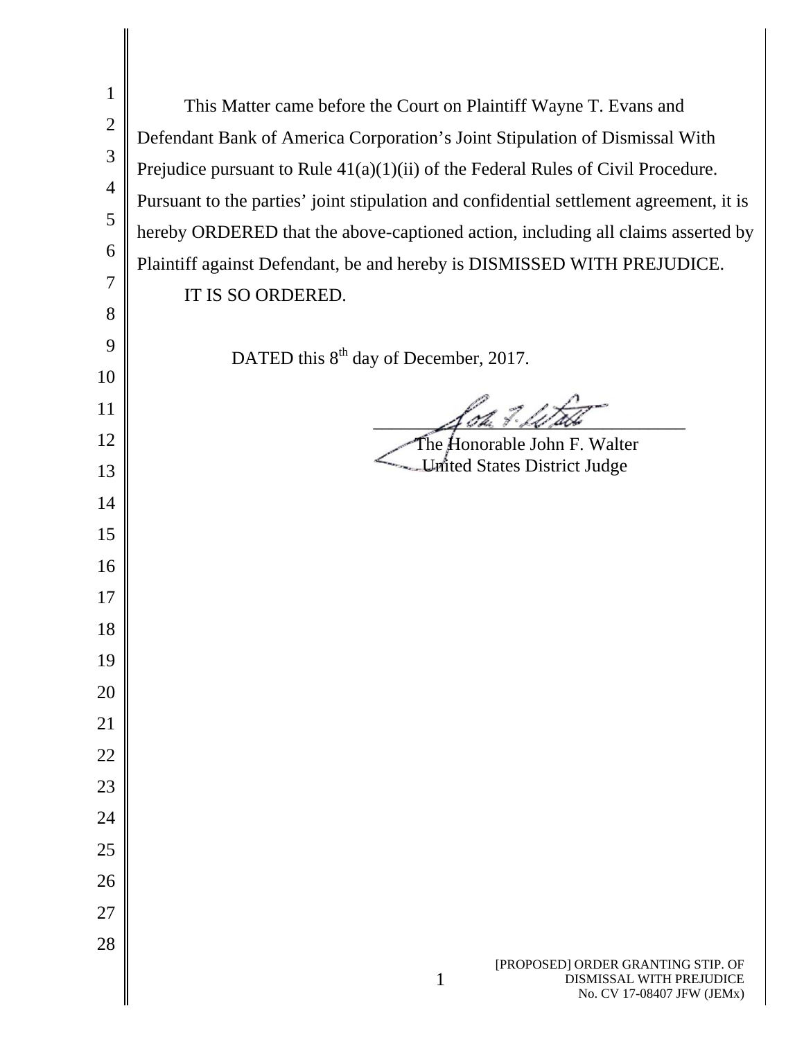This Matter came before the Court on Plaintiff Wayne T. Evans and Defendant Bank of America Corporation's Joint Stipulation of Dismissal With Prejudice pursuant to Rule 41(a)(1)(ii) of the Federal Rules of Civil Procedure. Pursuant to the parties' joint stipulation and confidential settlement agreement, it is hereby ORDERED that the above-captioned action, including all claims asserted by Plaintiff against Defendant, be and hereby is DISMISSED WITH PREJUDICE.

IT IS SO ORDERED.

DATED this 8th day of December, 2017.

\_\_\_\_\_\_\_\_\_\_\_\_\_\_\_\_\_\_\_\_\_\_\_\_\_\_\_\_\_\_\_\_\_\_\_\_\_\_

The Honorable John F. Walter
United States District Judge

[PROPOSED] ORDER GRANTING STIP. OF DISMISSAL WITH PREJUDICE
No. CV 17-08407 JFW (JEMx)